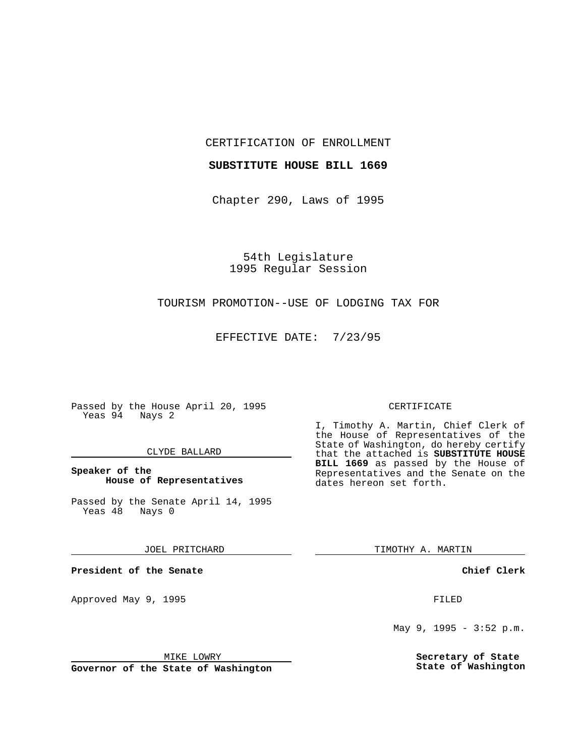CERTIFICATION OF ENROLLMENT

**SUBSTITUTE HOUSE BILL 1669**

Chapter 290, Laws of 1995

54th Legislature
1995 Regular Session

TOURISM PROMOTION--USE OF LODGING TAX FOR

EFFECTIVE DATE: 7/23/95

Passed by the House April 20, 1995
Yeas 94 Nays 2

CLYDE BALLARD

**Speaker of the House of Representatives**

Passed by the Senate April 14, 1995
Yeas 48 Nays 0

JOEL PRITCHARD

**President of the Senate**

Approved May 9, 1995

MIKE LOWRY

**Governor of the State of Washington**

CERTIFICATE

I, Timothy A. Martin, Chief Clerk of the House of Representatives of the State of Washington, do hereby certify that the attached is **SUBSTITUTE HOUSE BILL 1669** as passed by the House of Representatives and the Senate on the dates hereon set forth.

TIMOTHY A. MARTIN

**Chief Clerk**

FILED

May 9, 1995 - 3:52 p.m.

**Secretary of State State of Washington**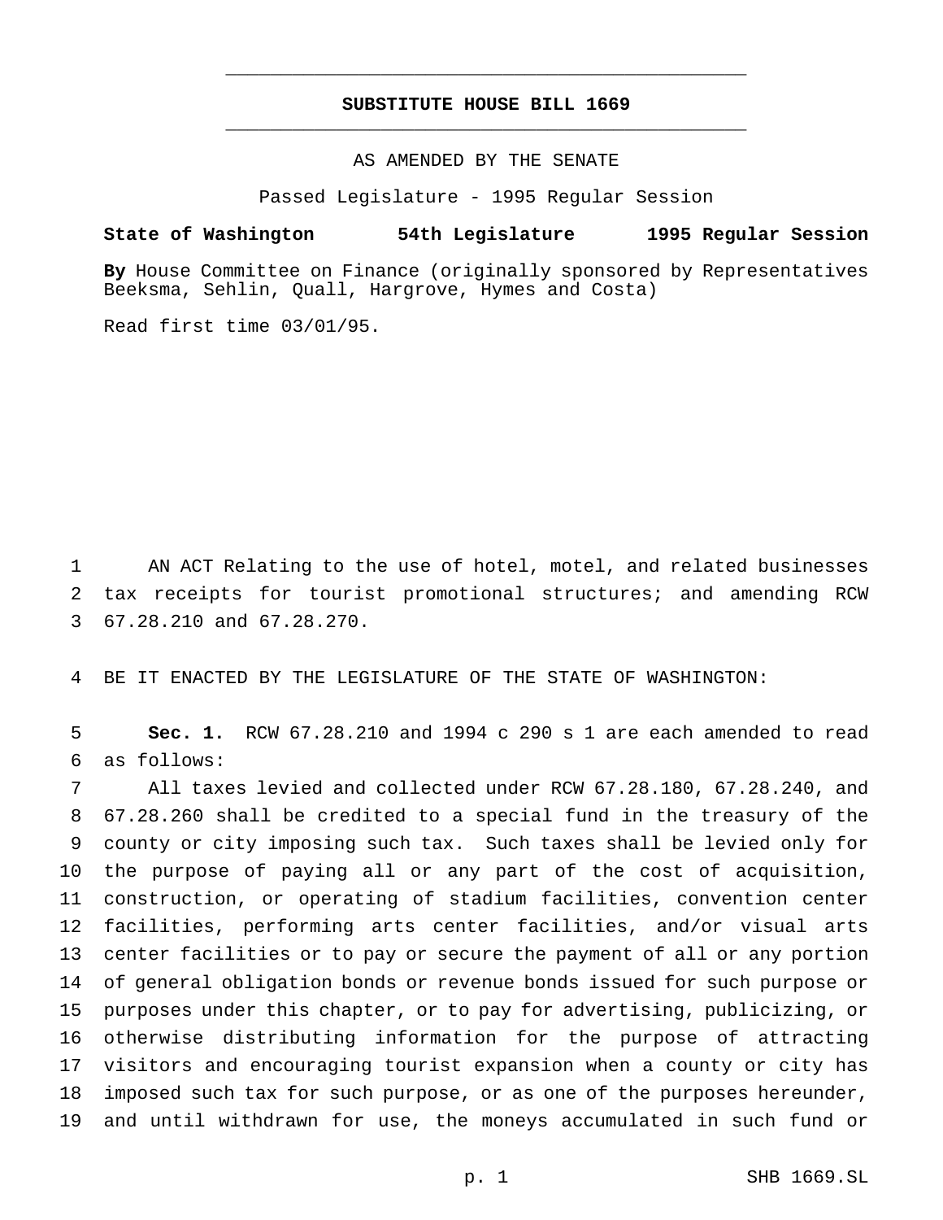# SUBSTITUTE HOUSE BILL 1669

AS AMENDED BY THE SENATE

Passed Legislature - 1995 Regular Session

**State of Washington 54th Legislature 1995 Regular Session**

**By** House Committee on Finance (originally sponsored by Representatives Beeksma, Sehlin, Quall, Hargrove, Hymes and Costa)

Read first time 03/01/95.

AN ACT Relating to the use of hotel, motel, and related businesses tax receipts for tourist promotional structures; and amending RCW 67.28.210 and 67.28.270.

BE IT ENACTED BY THE LEGISLATURE OF THE STATE OF WASHINGTON:

**Sec. 1.** RCW 67.28.210 and 1994 c 290 s 1 are each amended to read as follows:

All taxes levied and collected under RCW 67.28.180, 67.28.240, and 67.28.260 shall be credited to a special fund in the treasury of the county or city imposing such tax. Such taxes shall be levied only for the purpose of paying all or any part of the cost of acquisition, construction, or operating of stadium facilities, convention center facilities, performing arts center facilities, and/or visual arts center facilities or to pay or secure the payment of all or any portion of general obligation bonds or revenue bonds issued for such purpose or purposes under this chapter, or to pay for advertising, publicizing, or otherwise distributing information for the purpose of attracting visitors and encouraging tourist expansion when a county or city has imposed such tax for such purpose, or as one of the purposes hereunder, and until withdrawn for use, the moneys accumulated in such fund or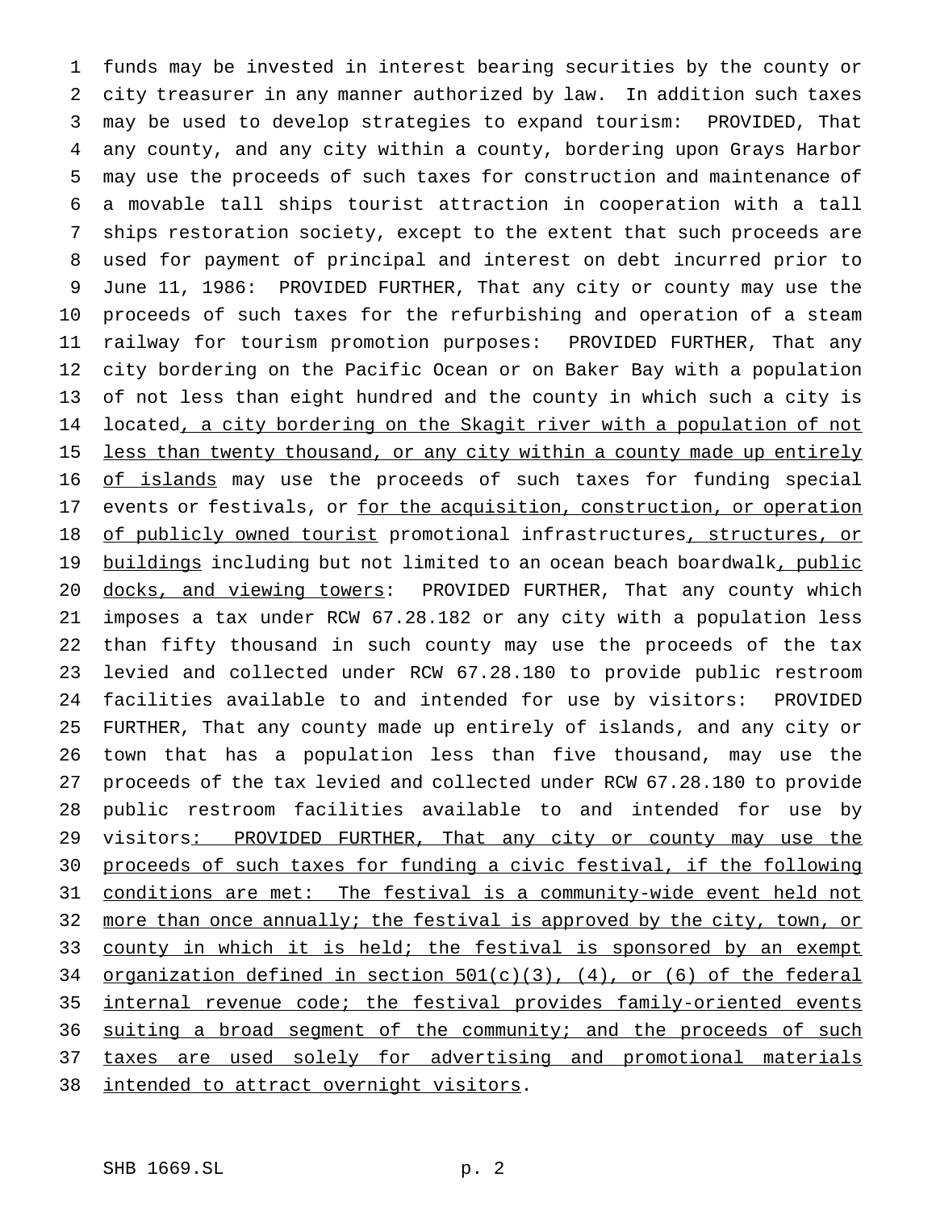funds may be invested in interest bearing securities by the county or city treasurer in any manner authorized by law. In addition such taxes may be used to develop strategies to expand tourism: PROVIDED, That any county, and any city within a county, bordering upon Grays Harbor may use the proceeds of such taxes for construction and maintenance of a movable tall ships tourist attraction in cooperation with a tall ships restoration society, except to the extent that such proceeds are used for payment of principal and interest on debt incurred prior to June 11, 1986: PROVIDED FURTHER, That any city or county may use the proceeds of such taxes for the refurbishing and operation of a steam railway for tourism promotion purposes: PROVIDED FURTHER, That any city bordering on the Pacific Ocean or on Baker Bay with a population of not less than eight hundred and the county in which such a city is located, a city bordering on the Skagit river with a population of not less than twenty thousand, or any city within a county made up entirely of islands may use the proceeds of such taxes for funding special events or festivals, or for the acquisition, construction, or operation of publicly owned tourist promotional infrastructures, structures, or buildings including but not limited to an ocean beach boardwalk, public docks, and viewing towers: PROVIDED FURTHER, That any county which imposes a tax under RCW 67.28.182 or any city with a population less than fifty thousand in such county may use the proceeds of the tax levied and collected under RCW 67.28.180 to provide public restroom facilities available to and intended for use by visitors: PROVIDED FURTHER, That any county made up entirely of islands, and any city or town that has a population less than five thousand, may use the proceeds of the tax levied and collected under RCW 67.28.180 to provide public restroom facilities available to and intended for use by visitors: PROVIDED FURTHER, That any city or county may use the proceeds of such taxes for funding a civic festival, if the following conditions are met: The festival is a community-wide event held not more than once annually; the festival is approved by the city, town, or county in which it is held; the festival is sponsored by an exempt organization defined in section 501(c)(3), (4), or (6) of the federal internal revenue code; the festival provides family-oriented events suiting a broad segment of the community; and the proceeds of such taxes are used solely for advertising and promotional materials intended to attract overnight visitors.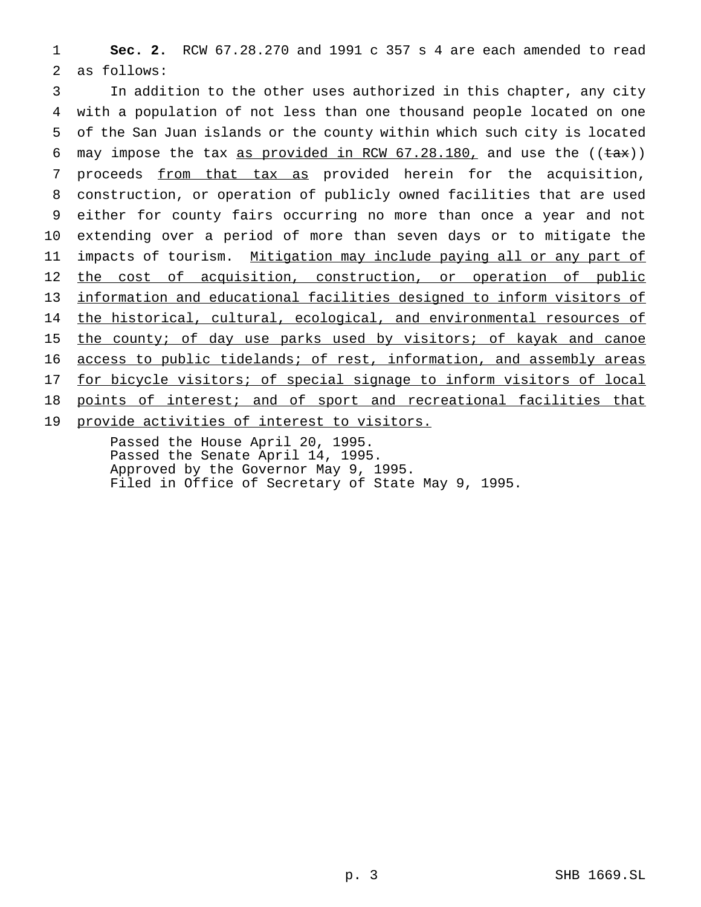**Sec. 2.** RCW 67.28.270 and 1991 c 357 s 4 are each amended to read as follows:

In addition to the other uses authorized in this chapter, any city with a population of not less than one thousand people located on one of the San Juan islands or the county within which such city is located may impose the tax <u>as provided in RCW 67.28.180,</u> and use the ((~~tax~~)) proceeds <u>from that tax as</u> provided herein for the acquisition, construction, or operation of publicly owned facilities that are used either for county fairs occurring no more than once a year and not extending over a period of more than seven days or to mitigate the impacts of tourism. <u>Mitigation may include paying all or any part of the cost of acquisition, construction, or operation of public information and educational facilities designed to inform visitors of the historical, cultural, ecological, and environmental resources of the county; of day use parks used by visitors; of kayak and canoe access to public tidelands; of rest, information, and assembly areas for bicycle visitors; of special signage to inform visitors of local points of interest; and of sport and recreational facilities that provide activities of interest to visitors.</u>

Passed the House April 20, 1995.
Passed the Senate April 14, 1995.
Approved by the Governor May 9, 1995.
Filed in Office of Secretary of State May 9, 1995.